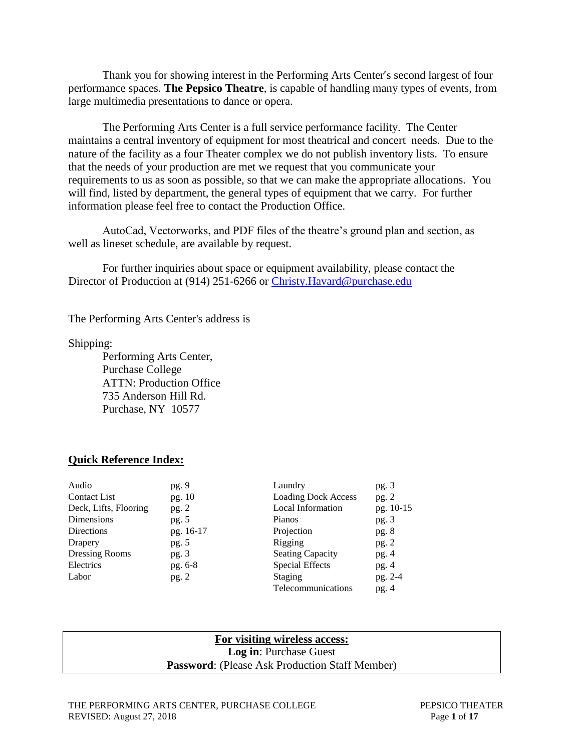Thank you for showing interest in the Performing Arts Center's second largest of four performance spaces. **The Pepsico Theatre**, is capable of handling many types of events, from large multimedia presentations to dance or opera.

The Performing Arts Center is a full service performance facility. The Center maintains a central inventory of equipment for most theatrical and concert needs. Due to the nature of the facility as a four Theater complex we do not publish inventory lists. To ensure that the needs of your production are met we request that you communicate your requirements to us as soon as possible, so that we can make the appropriate allocations. You will find, listed by department, the general types of equipment that we carry. For further information please feel free to contact the Production Office.

AutoCad, Vectorworks, and PDF files of the theatre's ground plan and section, as well as lineset schedule, are available by request.

For further inquiries about space or equipment availability, please contact the Director of Production at (914) 251-6266 or Christy.Havard@purchase.edu

The Performing Arts Center's address is

Shipping:

Performing Arts Center,
Purchase College
ATTN: Production Office
735 Anderson Hill Rd.
Purchase, NY 10577

## Quick Reference Index:

| | | | |
|---|---|---|---|
| Audio | pg. 9 | Laundry | pg. 3 |
| Contact List | pg. 10 | Loading Dock Access | pg. 2 |
| Deck, Lifts, Flooring | pg. 2 | Local Information | pg. 10-15 |
| Dimensions | pg. 5 | Pianos | pg. 3 |
| Directions | pg. 16-17 | Projection | pg. 8 |
| Drapery | pg. 5 | Rigging | pg. 2 |
| Dressing Rooms | pg. 3 | Seating Capacity | pg. 4 |
| Electrics | pg. 6-8 | Special Effects | pg. 4 |
| Labor | pg. 2 | Staging | pg. 2-4 |
| | | Telecommunications | pg. 4 |

**For visiting wireless access:**
**Log in**: Purchase Guest
**Password**: (Please Ask Production Staff Member)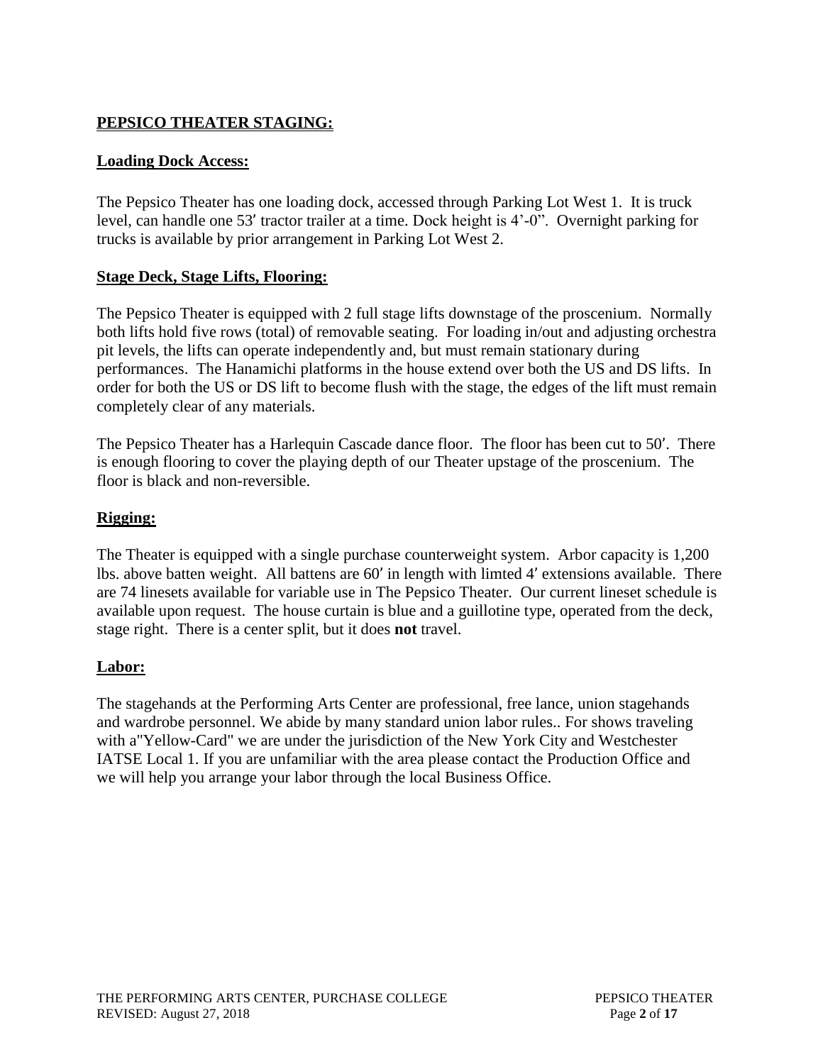## PEPSICO THEATER STAGING:

### Loading Dock Access:

The Pepsico Theater has one loading dock, accessed through Parking Lot West 1. It is truck level, can handle one 53′ tractor trailer at a time. Dock height is 4’-0”. Overnight parking for trucks is available by prior arrangement in Parking Lot West 2.

### Stage Deck, Stage Lifts, Flooring:

The Pepsico Theater is equipped with 2 full stage lifts downstage of the proscenium. Normally both lifts hold five rows (total) of removable seating. For loading in/out and adjusting orchestra pit levels, the lifts can operate independently and, but must remain stationary during performances. The Hanamichi platforms in the house extend over both the US and DS lifts. In order for both the US or DS lift to become flush with the stage, the edges of the lift must remain completely clear of any materials.

The Pepsico Theater has a Harlequin Cascade dance floor. The floor has been cut to 50′. There is enough flooring to cover the playing depth of our Theater upstage of the proscenium. The floor is black and non-reversible.

### Rigging:

The Theater is equipped with a single purchase counterweight system. Arbor capacity is 1,200 lbs. above batten weight. All battens are 60′ in length with limted 4′ extensions available. There are 74 linesets available for variable use in The Pepsico Theater. Our current lineset schedule is available upon request. The house curtain is blue and a guillotine type, operated from the deck, stage right. There is a center split, but it does **not** travel.

### Labor:

The stagehands at the Performing Arts Center are professional, free lance, union stagehands and wardrobe personnel. We abide by many standard union labor rules.. For shows traveling with a"Yellow-Card" we are under the jurisdiction of the New York City and Westchester IATSE Local 1. If you are unfamiliar with the area please contact the Production Office and we will help you arrange your labor through the local Business Office.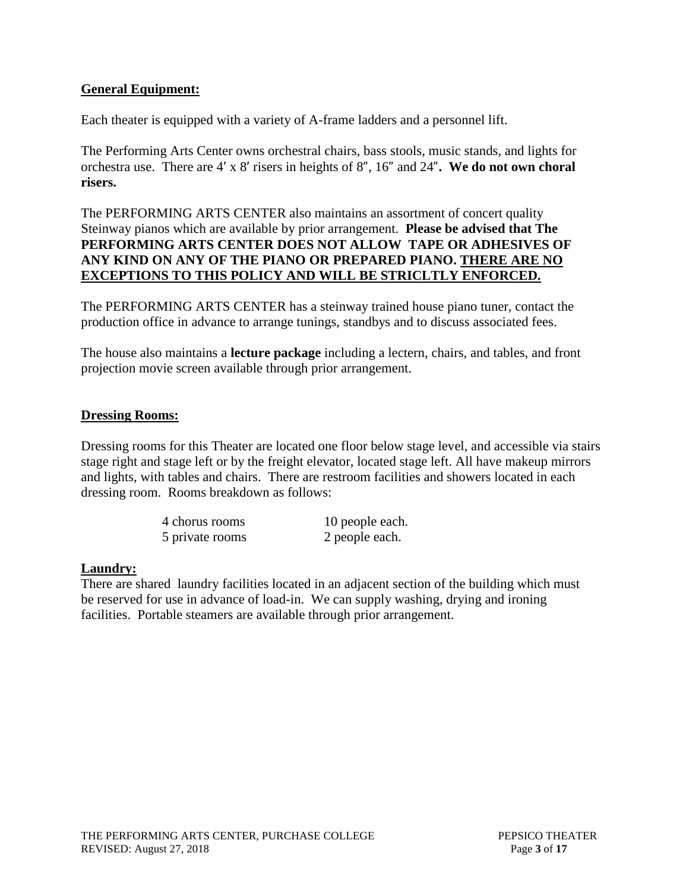## General Equipment:

Each theater is equipped with a variety of A-frame ladders and a personnel lift.

The Performing Arts Center owns orchestral chairs, bass stools, music stands, and lights for orchestra use. There are 4′ x 8′ risers in heights of 8″, 16″ and 24″**. We do not own choral risers.**

The PERFORMING ARTS CENTER also maintains an assortment of concert quality Steinway pianos which are available by prior arrangement. **Please be advised that The PERFORMING ARTS CENTER DOES NOT ALLOW TAPE OR ADHESIVES OF ANY KIND ON ANY OF THE PIANO OR PREPARED PIANO. <u>THERE ARE NO EXCEPTIONS TO THIS POLICY AND WILL BE STRICLTLY ENFORCED.</u>**

The PERFORMING ARTS CENTER has a steinway trained house piano tuner, contact the production office in advance to arrange tunings, standbys and to discuss associated fees.

The house also maintains a **lecture package** including a lectern, chairs, and tables, and front projection movie screen available through prior arrangement.

## Dressing Rooms:

Dressing rooms for this Theater are located one floor below stage level, and accessible via stairs stage right and stage left or by the freight elevator, located stage left. All have makeup mirrors and lights, with tables and chairs. There are restroom facilities and showers located in each dressing room. Rooms breakdown as follows:

| | |
|---|---|
| 4 chorus rooms | 10 people each. |
| 5 private rooms | 2 people each. |

## Laundry:

There are shared laundry facilities located in an adjacent section of the building which must be reserved for use in advance of load-in. We can supply washing, drying and ironing facilities. Portable steamers are available through prior arrangement.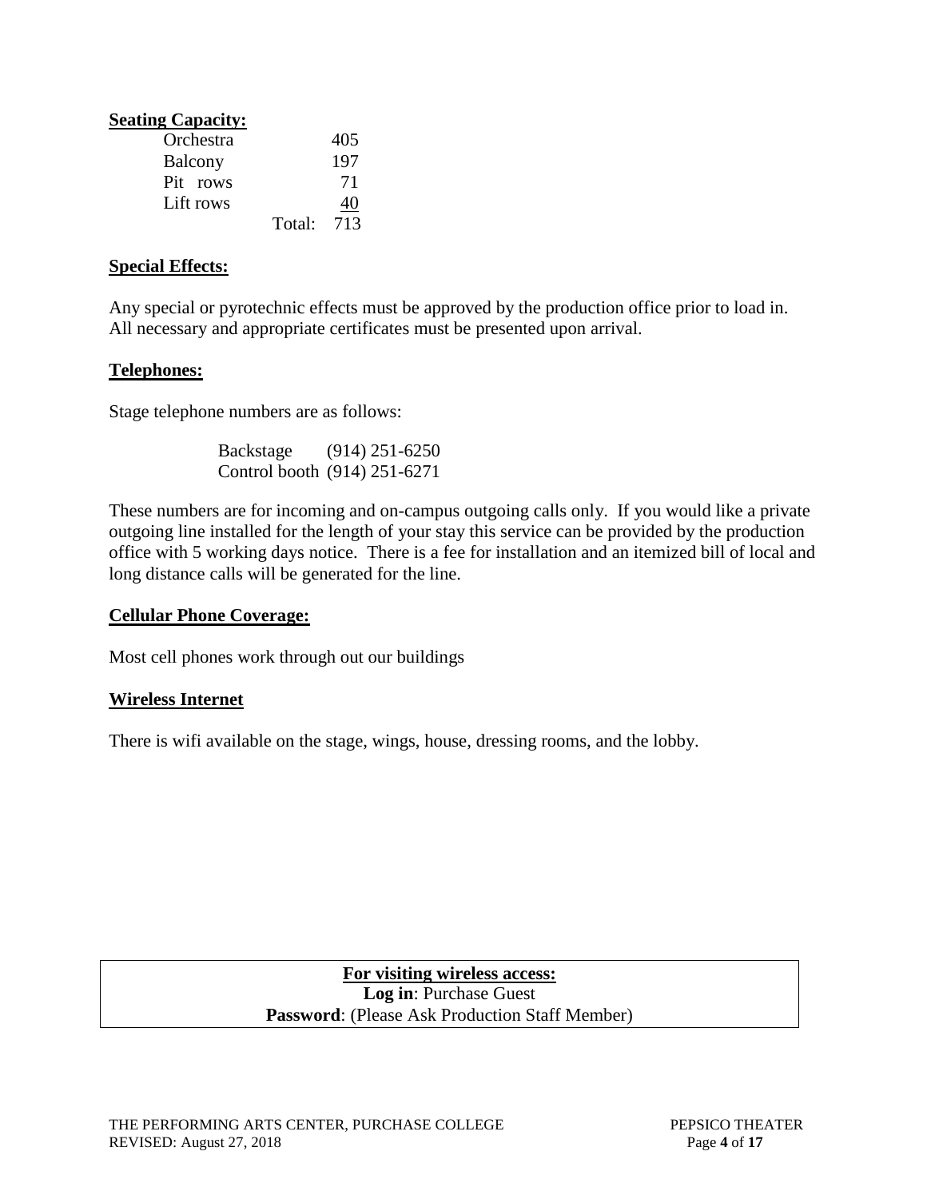**Seating Capacity:**

| | |
|---|---|
| Orchestra | 405 |
| Balcony | 197 |
| Pit rows | 71 |
| Lift rows | 40 |
| Total: | 713 |

**Special Effects:**

Any special or pyrotechnic effects must be approved by the production office prior to load in. All necessary and appropriate certificates must be presented upon arrival.

**Telephones:**

Stage telephone numbers are as follows:

Backstage (914) 251-6250
Control booth (914) 251-6271

These numbers are for incoming and on-campus outgoing calls only. If you would like a private outgoing line installed for the length of your stay this service can be provided by the production office with 5 working days notice. There is a fee for installation and an itemized bill of local and long distance calls will be generated for the line.

**Cellular Phone Coverage:**

Most cell phones work through out our buildings

**Wireless Internet**

There is wifi available on the stage, wings, house, dressing rooms, and the lobby.

**For visiting wireless access:**
**Log in**: Purchase Guest
**Password**: (Please Ask Production Staff Member)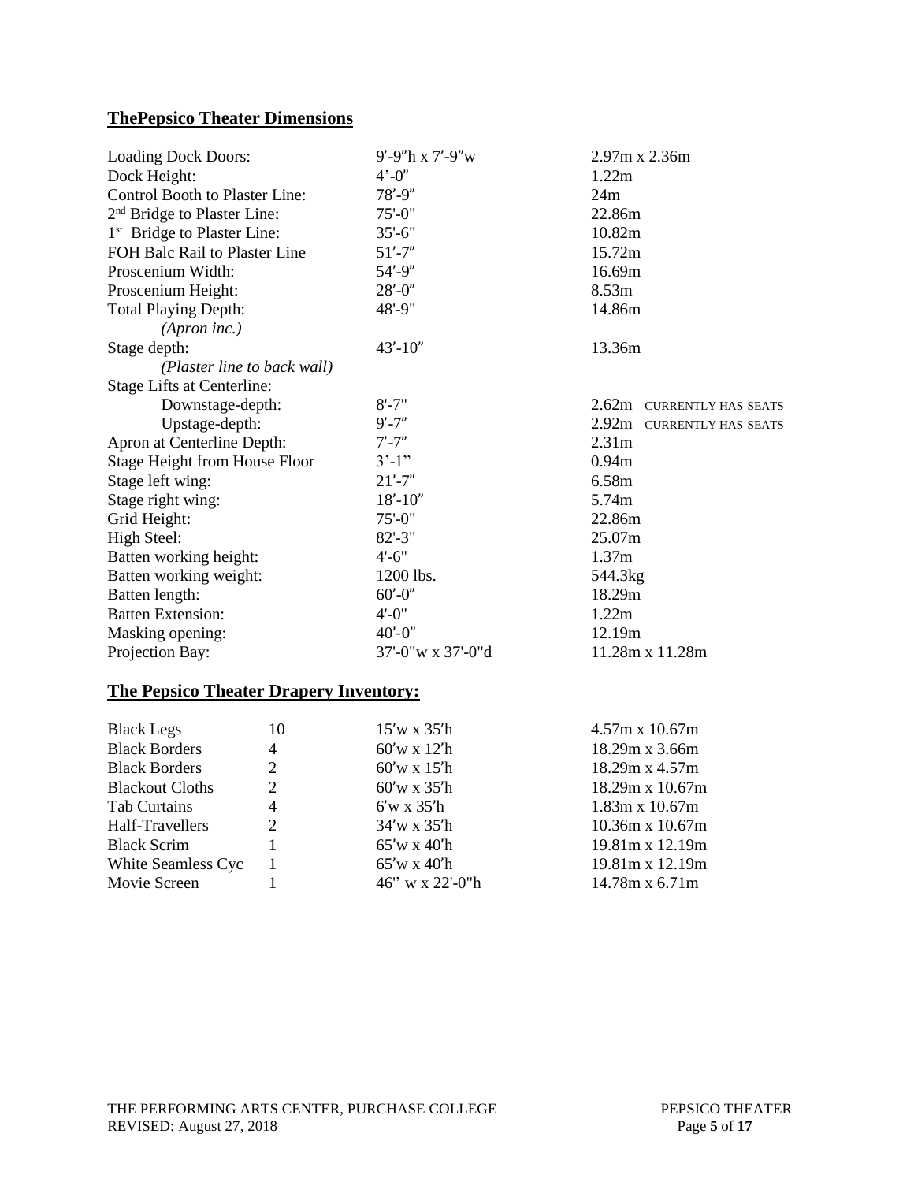## ThePepsico Theater Dimensions

| | | |
|---|---|---|
| Loading Dock Doors: | 9′-9″h x 7′-9″w | 2.97m x 2.36m |
| Dock Height: | 4’-0″ | 1.22m |
| Control Booth to Plaster Line: | 78′-9″ | 24m |
| 2nd Bridge to Plaster Line: | 75'-0" | 22.86m |
| 1st Bridge to Plaster Line: | 35'-6" | 10.82m |
| FOH Balc Rail to Plaster Line | 51′-7″ | 15.72m |
| Proscenium Width: | 54′-9″ | 16.69m |
| Proscenium Height: | 28′-0″ | 8.53m |
| Total Playing Depth: *(Apron inc.)* | 48'-9" | 14.86m |
| Stage depth: *(Plaster line to back wall)* | 43′-10″ | 13.36m |
| Stage Lifts at Centerline: | | |
| Downstage-depth: | 8'-7" | 2.62m CURRENTLY HAS SEATS |
| Upstage-depth: | 9′-7″ | 2.92m CURRENTLY HAS SEATS |
| Apron at Centerline Depth: | 7′-7″ | 2.31m |
| Stage Height from House Floor | 3’-1” | 0.94m |
| Stage left wing: | 21′-7″ | 6.58m |
| Stage right wing: | 18′-10″ | 5.74m |
| Grid Height: | 75'-0" | 22.86m |
| High Steel: | 82'-3" | 25.07m |
| Batten working height: | 4'-6" | 1.37m |
| Batten working weight: | 1200 lbs. | 544.3kg |
| Batten length: | 60′-0″ | 18.29m |
| Batten Extension: | 4'-0" | 1.22m |
| Masking opening: | 40′-0″ | 12.19m |
| Projection Bay: | 37'-0"w x 37'-0"d | 11.28m x 11.28m |

## The Pepsico Theater Drapery Inventory:

| | | | |
|---|---|---|---|
| Black Legs | 10 | 15′w x 35′h | 4.57m x 10.67m |
| Black Borders | 4 | 60′w x 12′h | 18.29m x 3.66m |
| Black Borders | 2 | 60′w x 15′h | 18.29m x 4.57m |
| Blackout Cloths | 2 | 60′w x 35′h | 18.29m x 10.67m |
| Tab Curtains | 4 | 6′w x 35′h | 1.83m x 10.67m |
| Half-Travellers | 2 | 34′w x 35′h | 10.36m x 10.67m |
| Black Scrim | 1 | 65′w x 40′h | 19.81m x 12.19m |
| White Seamless Cyc | 1 | 65′w x 40′h | 19.81m x 12.19m |
| Movie Screen | 1 | 46" w x 22'-0"h | 14.78m x 6.71m |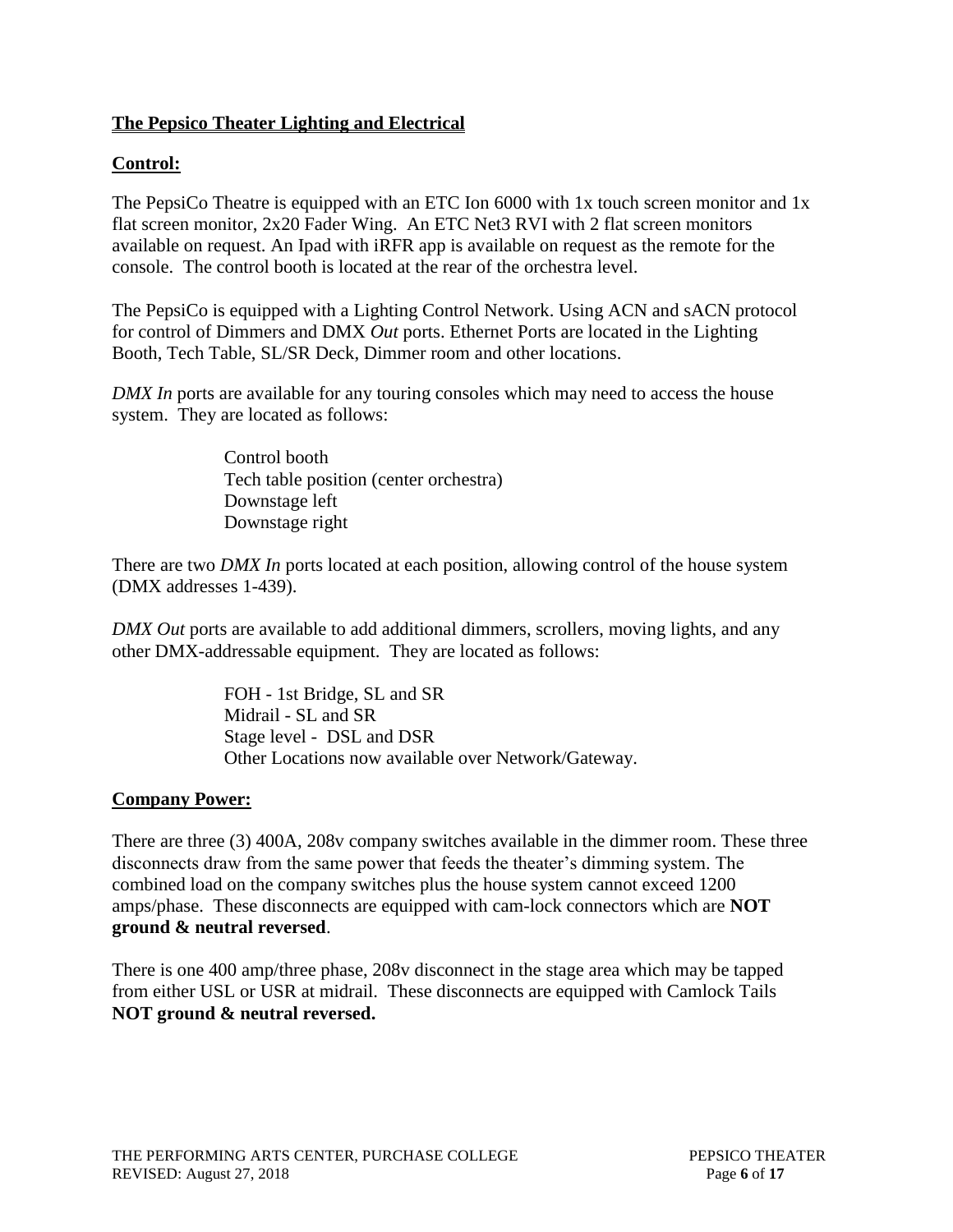## The Pepsico Theater Lighting and Electrical

### Control:

The PepsiCo Theatre is equipped with an ETC Ion 6000 with 1x touch screen monitor and 1x flat screen monitor, 2x20 Fader Wing. An ETC Net3 RVI with 2 flat screen monitors available on request. An Ipad with iRFR app is available on request as the remote for the console. The control booth is located at the rear of the orchestra level.

The PepsiCo is equipped with a Lighting Control Network. Using ACN and sACN protocol for control of Dimmers and DMX *Out* ports. Ethernet Ports are located in the Lighting Booth, Tech Table, SL/SR Deck, Dimmer room and other locations.

*DMX In* ports are available for any touring consoles which may need to access the house system. They are located as follows:

- Control booth
- Tech table position (center orchestra)
- Downstage left
- Downstage right

There are two *DMX In* ports located at each position, allowing control of the house system (DMX addresses 1-439).

*DMX Out* ports are available to add additional dimmers, scrollers, moving lights, and any other DMX-addressable equipment. They are located as follows:

- FOH - 1st Bridge, SL and SR
- Midrail - SL and SR
- Stage level - DSL and DSR
- Other Locations now available over Network/Gateway.

### Company Power:

There are three (3) 400A, 208v company switches available in the dimmer room. These three disconnects draw from the same power that feeds the theater's dimming system. The combined load on the company switches plus the house system cannot exceed 1200 amps/phase. These disconnects are equipped with cam-lock connectors which are **NOT ground & neutral reversed**.

There is one 400 amp/three phase, 208v disconnect in the stage area which may be tapped from either USL or USR at midrail. These disconnects are equipped with Camlock Tails **NOT ground & neutral reversed.**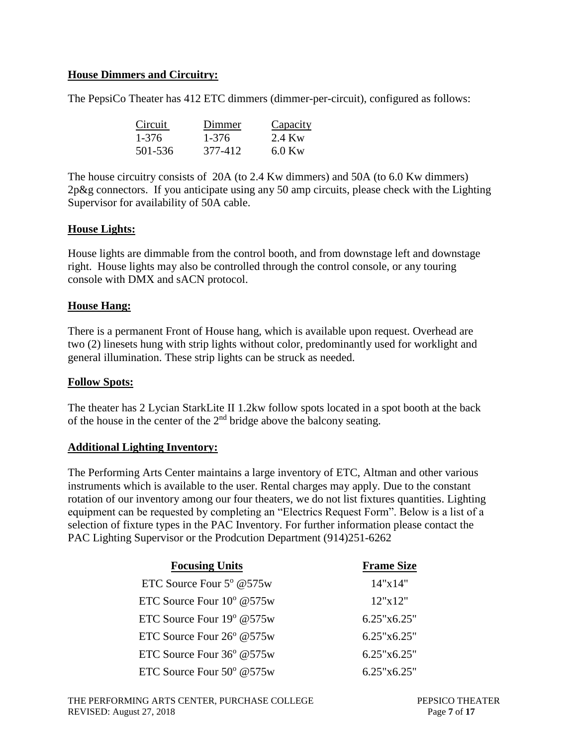**House Dimmers and Circuitry:**

The PepsiCo Theater has 412 ETC dimmers (dimmer-per-circuit), configured as follows:

| Circuit | Dimmer | Capacity |
|---|---|---|
| 1-376 | 1-376 | 2.4 Kw |
| 501-536 | 377-412 | 6.0 Kw |

The house circuitry consists of 20A (to 2.4 Kw dimmers) and 50A (to 6.0 Kw dimmers) 2p&g connectors. If you anticipate using any 50 amp circuits, please check with the Lighting Supervisor for availability of 50A cable.

**House Lights:**

House lights are dimmable from the control booth, and from downstage left and downstage right. House lights may also be controlled through the control console, or any touring console with DMX and sACN protocol.

**House Hang:**

There is a permanent Front of House hang, which is available upon request. Overhead are two (2) linesets hung with strip lights without color, predominantly used for worklight and general illumination. These strip lights can be struck as needed.

**Follow Spots:**

The theater has 2 Lycian StarkLite II 1.2kw follow spots located in a spot booth at the back of the house in the center of the 2nd bridge above the balcony seating.

**Additional Lighting Inventory:**

The Performing Arts Center maintains a large inventory of ETC, Altman and other various instruments which is available to the user. Rental charges may apply. Due to the constant rotation of our inventory among our four theaters, we do not list fixtures quantities. Lighting equipment can be requested by completing an "Electrics Request Form". Below is a list of a selection of fixture types in the PAC Inventory. For further information please contact the PAC Lighting Supervisor or the Prodcution Department (914)251-6262

| **Focusing Units** | **Frame Size** |
|---|---|
| ETC Source Four 5° @575w | 14"x14" |
| ETC Source Four 10° @575w | 12"x12" |
| ETC Source Four 19° @575w | 6.25"x6.25" |
| ETC Source Four 26° @575w | 6.25"x6.25" |
| ETC Source Four 36° @575w | 6.25"x6.25" |
| ETC Source Four 50° @575w | 6.25"x6.25" |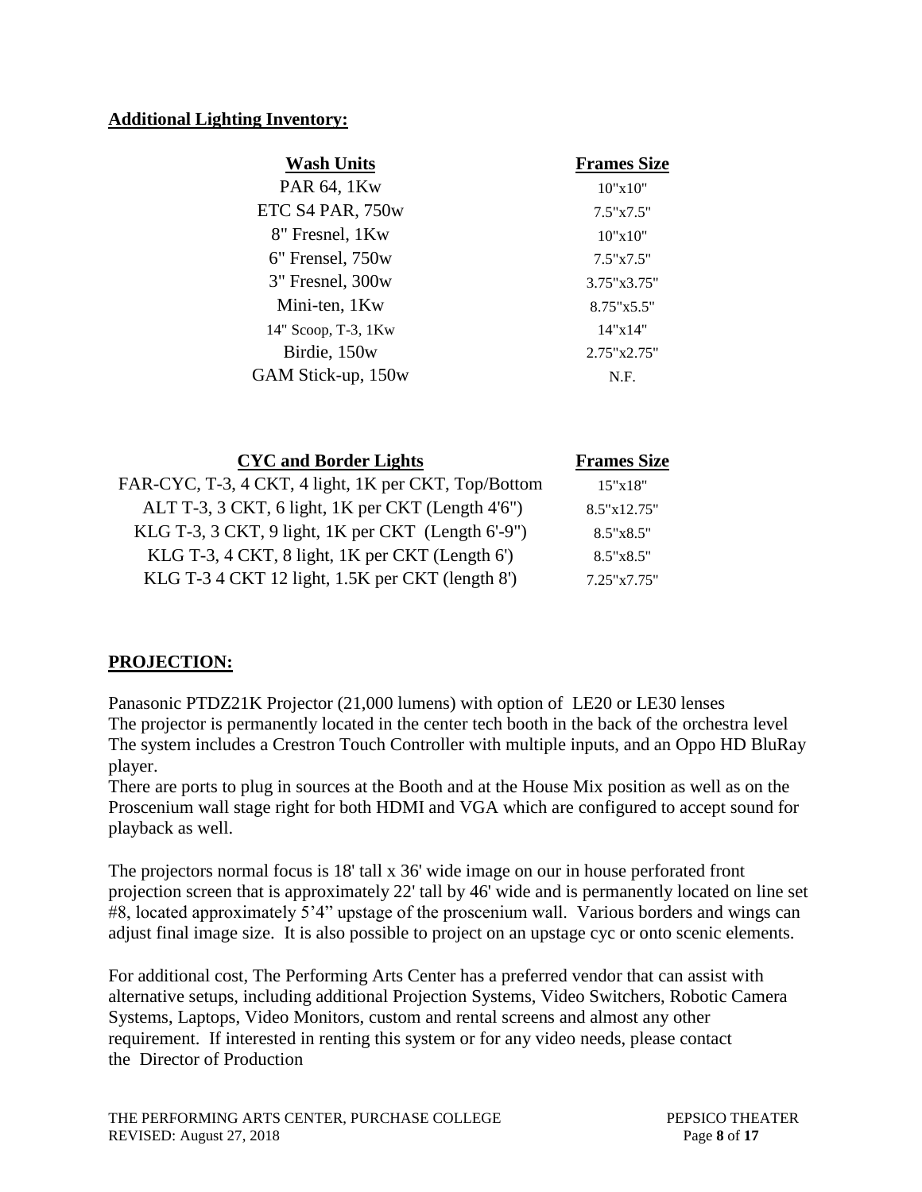**Additional Lighting Inventory:**

| Wash Units | Frames Size |
| --- | --- |
| PAR 64, 1Kw | 10"x10" |
| ETC S4 PAR, 750w | 7.5"x7.5" |
| 8" Fresnel, 1Kw | 10"x10" |
| 6" Frensel, 750w | 7.5"x7.5" |
| 3" Fresnel, 300w | 3.75"x3.75" |
| Mini-ten, 1Kw | 8.75"x5.5" |
| 14" Scoop, T-3, 1Kw | 14"x14" |
| Birdie, 150w | 2.75"x2.75" |
| GAM Stick-up, 150w | N.F. |

| CYC and Border Lights | Frames Size |
| --- | --- |
| FAR-CYC, T-3, 4 CKT, 4 light, 1K per CKT, Top/Bottom | 15"x18" |
| ALT T-3, 3 CKT, 6 light, 1K per CKT (Length 4'6") | 8.5"x12.75" |
| KLG T-3, 3 CKT, 9 light, 1K per CKT (Length 6'-9") | 8.5"x8.5" |
| KLG T-3, 4 CKT, 8 light, 1K per CKT (Length 6') | 8.5"x8.5" |
| KLG T-3 4 CKT 12 light, 1.5K per CKT (length 8') | 7.25"x7.75" |

## PROJECTION:

Panasonic PTDZ21K Projector (21,000 lumens) with option of LE20 or LE30 lenses
The projector is permanently located in the center tech booth in the back of the orchestra level
The system includes a Crestron Touch Controller with multiple inputs, and an Oppo HD BluRay player.
There are ports to plug in sources at the Booth and at the House Mix position as well as on the Proscenium wall stage right for both HDMI and VGA which are configured to accept sound for playback as well.

The projectors normal focus is 18' tall x 36' wide image on our in house perforated front projection screen that is approximately 22' tall by 46' wide and is permanently located on line set #8, located approximately 5'4" upstage of the proscenium wall. Various borders and wings can adjust final image size. It is also possible to project on an upstage cyc or onto scenic elements.

For additional cost, The Performing Arts Center has a preferred vendor that can assist with alternative setups, including additional Projection Systems, Video Switchers, Robotic Camera Systems, Laptops, Video Monitors, custom and rental screens and almost any other requirement. If interested in renting this system or for any video needs, please contact the Director of Production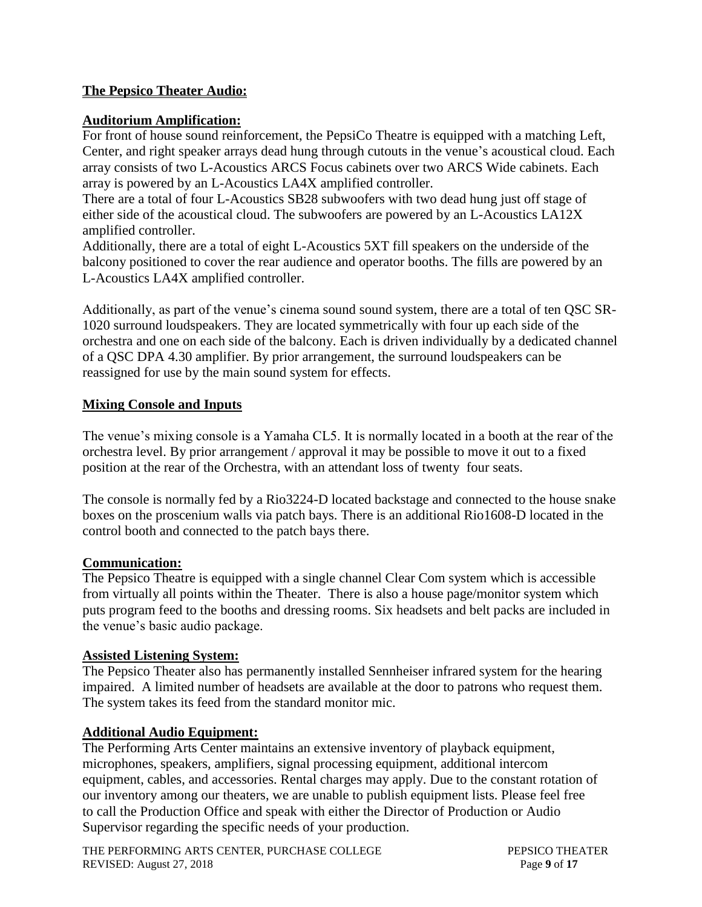## The Pepsico Theater Audio:

### Auditorium Amplification:

For front of house sound reinforcement, the PepsiCo Theatre is equipped with a matching Left, Center, and right speaker arrays dead hung through cutouts in the venue's acoustical cloud. Each array consists of two L-Acoustics ARCS Focus cabinets over two ARCS Wide cabinets. Each array is powered by an L-Acoustics LA4X amplified controller.

There are a total of four L-Acoustics SB28 subwoofers with two dead hung just off stage of either side of the acoustical cloud. The subwoofers are powered by an L-Acoustics LA12X amplified controller.

Additionally, there are a total of eight L-Acoustics 5XT fill speakers on the underside of the balcony positioned to cover the rear audience and operator booths. The fills are powered by an L-Acoustics LA4X amplified controller.

Additionally, as part of the venue's cinema sound sound system, there are a total of ten QSC SR-1020 surround loudspeakers. They are located symmetrically with four up each side of the orchestra and one on each side of the balcony. Each is driven individually by a dedicated channel of a QSC DPA 4.30 amplifier. By prior arrangement, the surround loudspeakers can be reassigned for use by the main sound system for effects.

### Mixing Console and Inputs

The venue's mixing console is a Yamaha CL5. It is normally located in a booth at the rear of the orchestra level. By prior arrangement / approval it may be possible to move it out to a fixed position at the rear of the Orchestra, with an attendant loss of twenty four seats.

The console is normally fed by a Rio3224-D located backstage and connected to the house snake boxes on the proscenium walls via patch bays. There is an additional Rio1608-D located in the control booth and connected to the patch bays there.

### Communication:

The Pepsico Theatre is equipped with a single channel Clear Com system which is accessible from virtually all points within the Theater. There is also a house page/monitor system which puts program feed to the booths and dressing rooms. Six headsets and belt packs are included in the venue's basic audio package.

### Assisted Listening System:

The Pepsico Theater also has permanently installed Sennheiser infrared system for the hearing impaired. A limited number of headsets are available at the door to patrons who request them. The system takes its feed from the standard monitor mic.

### Additional Audio Equipment:

The Performing Arts Center maintains an extensive inventory of playback equipment, microphones, speakers, amplifiers, signal processing equipment, additional intercom equipment, cables, and accessories. Rental charges may apply. Due to the constant rotation of our inventory among our theaters, we are unable to publish equipment lists. Please feel free to call the Production Office and speak with either the Director of Production or Audio Supervisor regarding the specific needs of your production.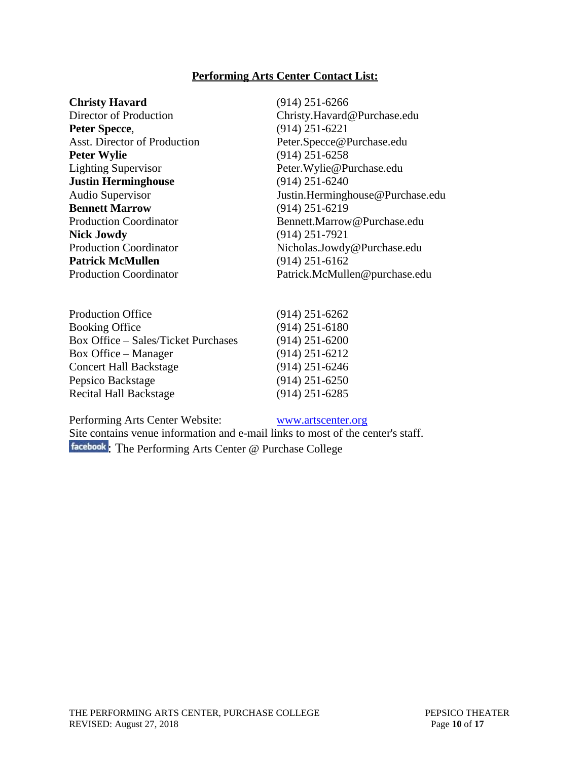## Performing Arts Center Contact List:

| | |
|---|---|
| **Christy Havard** | (914) 251-6266 |
| Director of Production | Christy.Havard@Purchase.edu |
| **Peter Specce**, | (914) 251-6221 |
| Asst. Director of Production | Peter.Specce@Purchase.edu |
| **Peter Wylie** | (914) 251-6258 |
| Lighting Supervisor | Peter.Wylie@Purchase.edu |
| **Justin Herminghouse** | (914) 251-6240 |
| Audio Supervisor | Justin.Herminghouse@Purchase.edu |
| **Bennett Marrow** | (914) 251-6219 |
| Production Coordinator | Bennett.Marrow@Purchase.edu |
| **Nick Jowdy** | (914) 251-7921 |
| Production Coordinator | Nicholas.Jowdy@Purchase.edu |
| **Patrick McMullen** | (914) 251-6162 |
| Production Coordinator | Patrick.McMullen@purchase.edu |

| | |
|---|---|
| Production Office | (914) 251-6262 |
| Booking Office | (914) 251-6180 |
| Box Office – Sales/Ticket Purchases | (914) 251-6200 |
| Box Office – Manager | (914) 251-6212 |
| Concert Hall Backstage | (914) 251-6246 |
| Pepsico Backstage | (914) 251-6250 |
| Recital Hall Backstage | (914) 251-6285 |

Performing Arts Center Website: [www.artscenter.org](http://www.artscenter.org)

Site contains venue information and e-mail links to most of the center's staff.

facebook: The Performing Arts Center @ Purchase College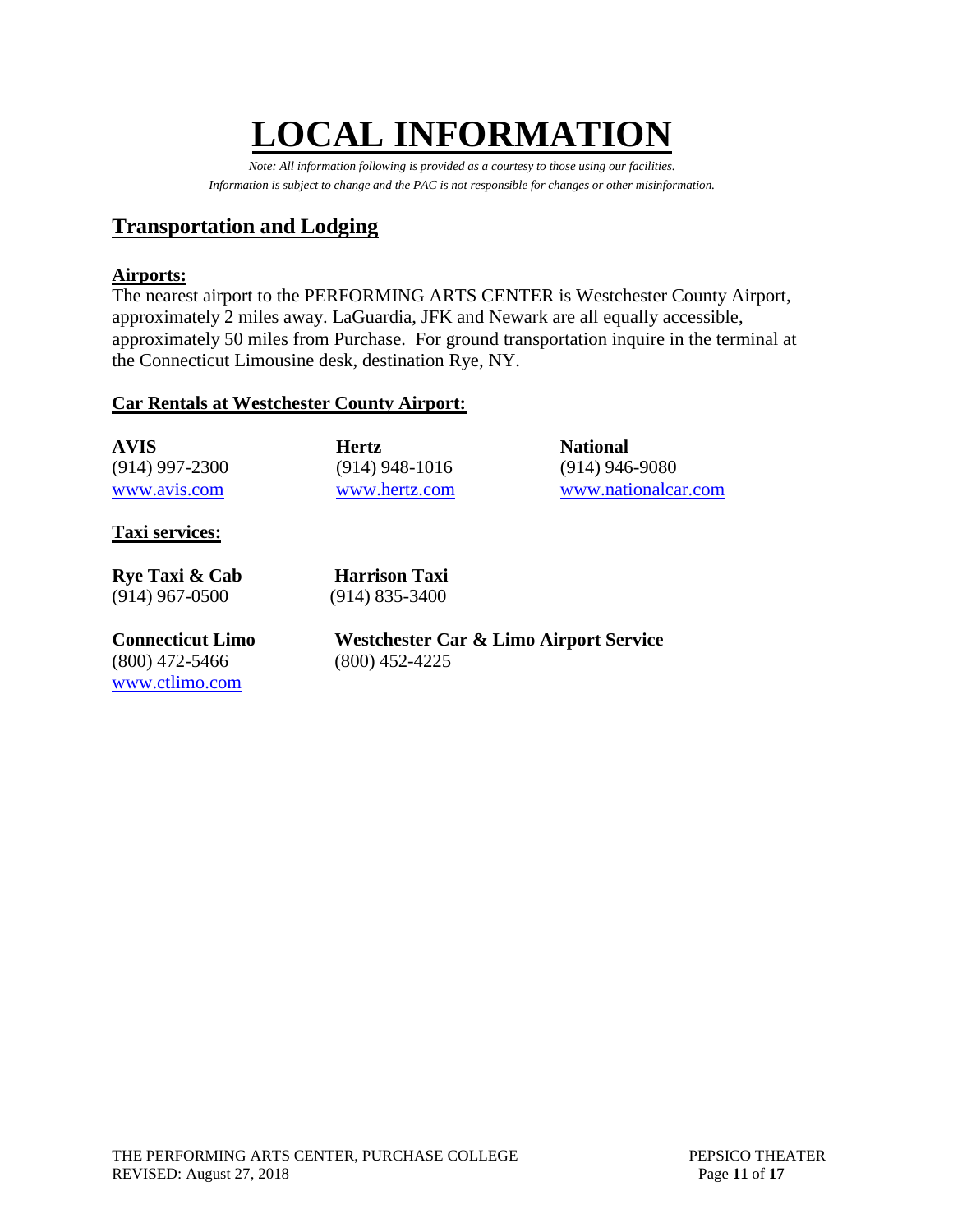# LOCAL INFORMATION

*Note: All information following is provided as a courtesy to those using our facilities.*
*Information is subject to change and the PAC is not responsible for changes or other misinformation.*

## Transportation and Lodging

### Airports:

The nearest airport to the PERFORMING ARTS CENTER is Westchester County Airport, approximately 2 miles away. LaGuardia, JFK and Newark are all equally accessible, approximately 50 miles from Purchase. For ground transportation inquire in the terminal at the Connecticut Limousine desk, destination Rye, NY.

### Car Rentals at Westchester County Airport:

**AVIS**
(914) 997-2300
www.avis.com

**Hertz**
(914) 948-1016
www.hertz.com

**National**
(914) 946-9080
www.nationalcar.com

### Taxi services:

**Rye Taxi & Cab**
(914) 967-0500

**Harrison Taxi**
(914) 835-3400

**Connecticut Limo**
(800) 472-5466
www.ctlimo.com

**Westchester Car & Limo Airport Service**
(800) 452-4225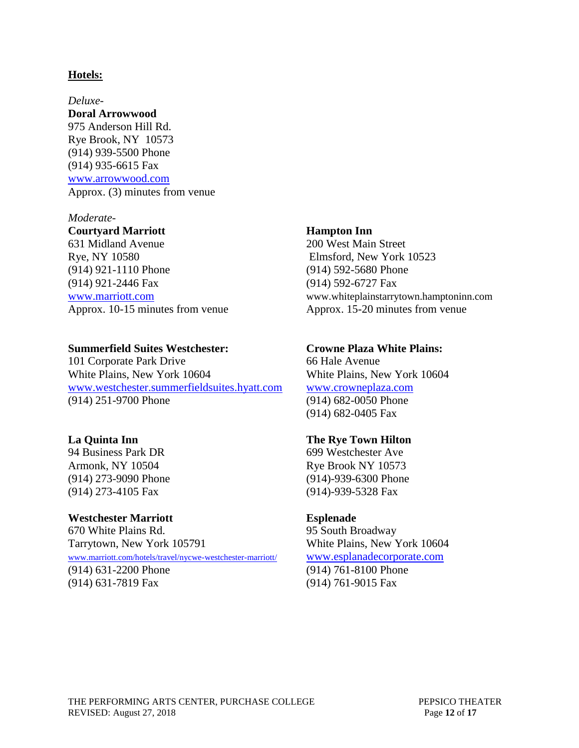**Hotels:**

*Deluxe-*

**Doral Arrowwood**
975 Anderson Hill Rd.
Rye Brook, NY 10573
(914) 939-5500 Phone
(914) 935-6615 Fax
www.arrowwood.com
Approx. (3) minutes from venue

*Moderate-*

**Courtyard Marriott**
631 Midland Avenue
Rye, NY 10580
(914) 921-1110 Phone
(914) 921-2446 Fax
www.marriott.com
Approx. 10-15 minutes from venue

**Hampton Inn**
200 West Main Street
Elmsford, New York 10523
(914) 592-5680 Phone
(914) 592-6727 Fax
www.whiteplainstarrytown.hamptoninn.com
Approx. 15-20 minutes from venue

**Summerfield Suites Westchester:**
101 Corporate Park Drive
White Plains, New York 10604
www.westchester.summerfieldsuites.hyatt.com
(914) 251-9700 Phone

**Crowne Plaza White Plains:**
66 Hale Avenue
White Plains, New York 10604
www.crowneplaza.com
(914) 682-0050 Phone
(914) 682-0405 Fax

**La Quinta Inn**
94 Business Park DR
Armonk, NY 10504
(914) 273-9090 Phone
(914) 273-4105 Fax

**The Rye Town Hilton**
699 Westchester Ave
Rye Brook NY 10573
(914)-939-6300 Phone
(914)-939-5328 Fax

**Westchester Marriott**
670 White Plains Rd.
Tarrytown, New York 105791
www.marriott.com/hotels/travel/nycwe-westchester-marriott/
(914) 631-2200 Phone
(914) 631-7819 Fax

**Esplenade**
95 South Broadway
White Plains, New York 10604
www.esplanadecorporate.com
(914) 761-8100 Phone
(914) 761-9015 Fax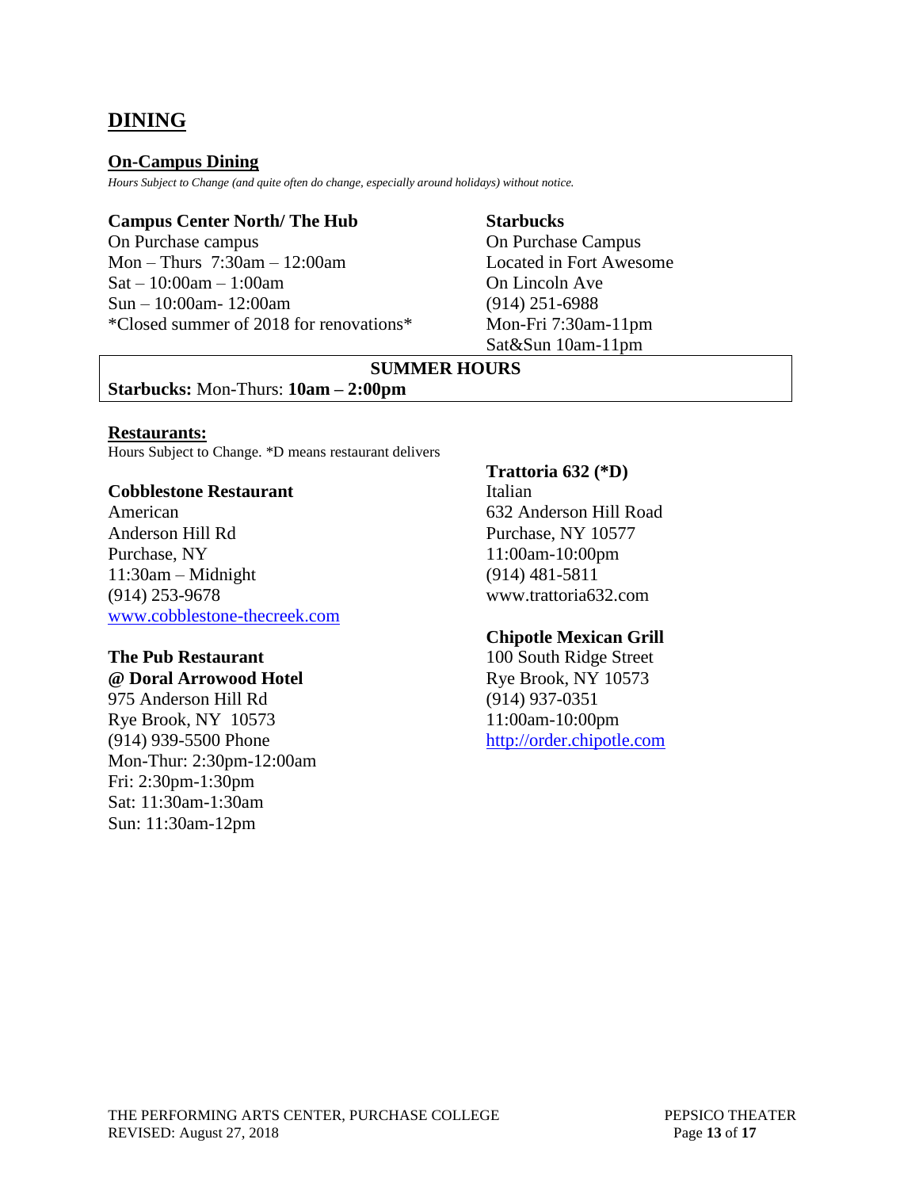## DINING

### On-Campus Dining

*Hours Subject to Change (and quite often do change, especially around holidays) without notice.*

**Campus Center North/ The Hub**
On Purchase campus
Mon – Thurs 7:30am – 12:00am
Sat – 10:00am – 1:00am
Sun – 10:00am- 12:00am
*Closed summer of 2018 for renovations*

**Starbucks**
On Purchase Campus
Located in Fort Awesome
On Lincoln Ave
(914) 251-6988
Mon-Fri 7:30am-11pm
Sat&Sun 10am-11pm

| SUMMER HOURS |
| --- |
| **Starbucks:** Mon-Thurs: **10am – 2:00pm** |

### Restaurants:

Hours Subject to Change. *D means restaurant delivers

**Cobblestone Restaurant**
American
Anderson Hill Rd
Purchase, NY
11:30am – Midnight
(914) 253-9678
www.cobblestone-thecreek.com

**The Pub Restaurant**
**@ Doral Arrowood Hotel**
975 Anderson Hill Rd
Rye Brook, NY 10573
(914) 939-5500 Phone
Mon-Thur: 2:30pm-12:00am
Fri: 2:30pm-1:30pm
Sat: 11:30am-1:30am
Sun: 11:30am-12pm

**Trattoria 632 (*D)**
Italian
632 Anderson Hill Road
Purchase, NY 10577
11:00am-10:00pm
(914) 481-5811
www.trattoria632.com

**Chipotle Mexican Grill**
100 South Ridge Street
Rye Brook, NY 10573
(914) 937-0351
11:00am-10:00pm
http://order.chipotle.com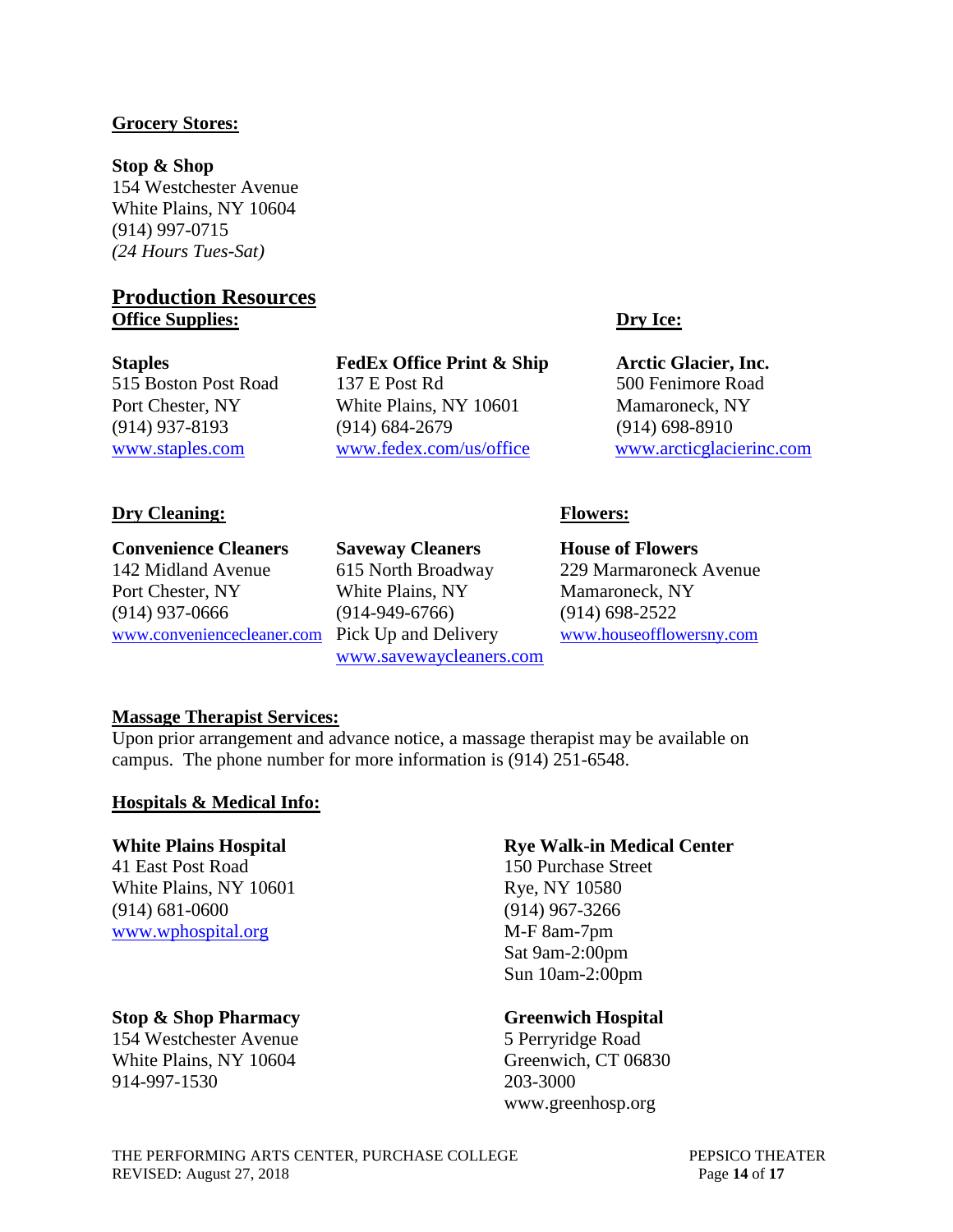**Grocery Stores:**

**Stop & Shop**
154 Westchester Avenue
White Plains, NY 10604
(914) 997-0715
*(24 Hours Tues-Sat)*

## Production Resources

**Office Supplies:**

**Staples**
515 Boston Post Road
Port Chester, NY
(914) 937-8193
www.staples.com

**FedEx Office Print & Ship**
137 E Post Rd
White Plains, NY 10601
(914) 684-2679
www.fedex.com/us/office

**Dry Ice:**

**Arctic Glacier, Inc.**
500 Fenimore Road
Mamaroneck, NY
(914) 698-8910
www.arcticglacierinc.com

**Dry Cleaning:**

**Convenience Cleaners**
142 Midland Avenue
Port Chester, NY
(914) 937-0666
www.conveniencecleaner.com

**Saveway Cleaners**
615 North Broadway
White Plains, NY
(914-949-6766)
Pick Up and Delivery
www.savewaycleaners.com

**Flowers:**

**House of Flowers**
229 Marmaroneck Avenue
Mamaroneck, NY
(914) 698-2522
www.houseofflowersny.com

**Massage Therapist Services:**

Upon prior arrangement and advance notice, a massage therapist may be available on campus. The phone number for more information is (914) 251-6548.

**Hospitals & Medical Info:**

**White Plains Hospital**
41 East Post Road
White Plains, NY 10601
(914) 681-0600
www.wphospital.org

**Rye Walk-in Medical Center**
150 Purchase Street
Rye, NY 10580
(914) 967-3266
M-F 8am-7pm
Sat 9am-2:00pm
Sun 10am-2:00pm

**Stop & Shop Pharmacy**
154 Westchester Avenue
White Plains, NY 10604
914-997-1530

**Greenwich Hospital**
5 Perryridge Road
Greenwich, CT 06830
203-3000
www.greenhosp.org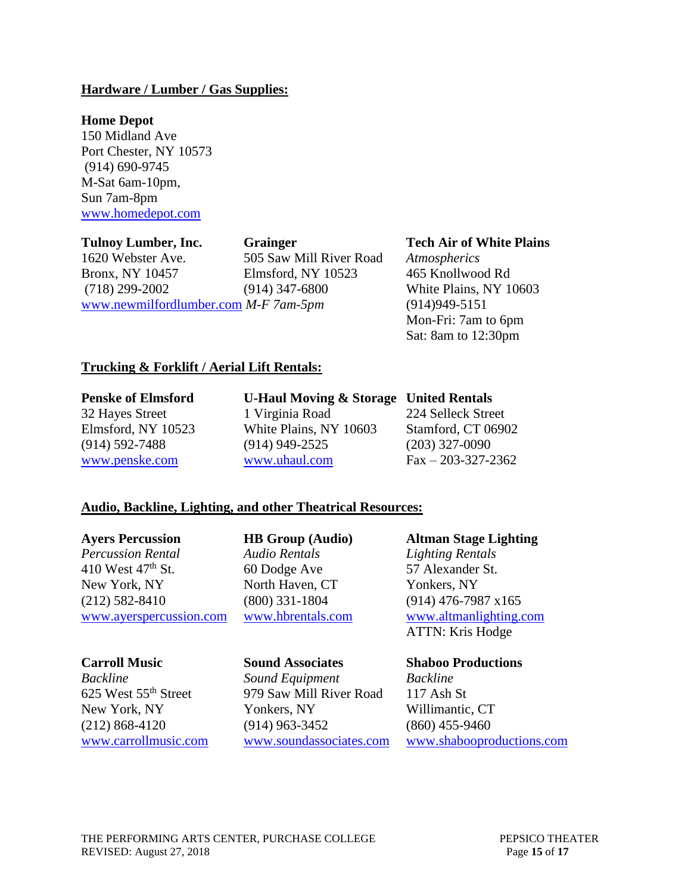**Hardware / Lumber / Gas Supplies:**

**Home Depot**
150 Midland Ave
Port Chester, NY 10573
(914) 690-9745
M-Sat 6am-10pm,
Sun 7am-8pm
www.homedepot.com

**Tulnoy Lumber, Inc.**
1620 Webster Ave.
Bronx, NY 10457
(718) 299-2002
www.newmilfordlumber.com

**Grainger**
505 Saw Mill River Road
Elmsford, NY 10523
(914) 347-6800
*M-F 7am-5pm*

**Tech Air of White Plains**
*Atmospherics*
465 Knollwood Rd
White Plains, NY 10603
(914)949-5151
Mon-Fri: 7am to 6pm
Sat: 8am to 12:30pm

**Trucking & Forklift / Aerial Lift Rentals:**

**Penske of Elmsford**
32 Hayes Street
Elmsford, NY 10523
(914) 592-7488
www.penske.com

**U-Haul Moving & Storage**
1 Virginia Road
White Plains, NY 10603
(914) 949-2525
www.uhaul.com

**United Rentals**
224 Selleck Street
Stamford, CT 06902
(203) 327-0090
Fax – 203-327-2362

**Audio, Backline, Lighting, and other Theatrical Resources:**

**Ayers Percussion**
*Percussion Rental*
410 West 47th St.
New York, NY
(212) 582-8410
www.ayerspercussion.com

**HB Group (Audio)**
*Audio Rentals*
60 Dodge Ave
North Haven, CT
(800) 331-1804
www.hbrentals.com

**Altman Stage Lighting**
*Lighting Rentals*
57 Alexander St.
Yonkers, NY
(914) 476-7987 x165
www.altmanlighting.com
ATTN: Kris Hodge

**Carroll Music**
*Backline*
625 West 55th Street
New York, NY
(212) 868-4120
www.carrollmusic.com

**Sound Associates**
*Sound Equipment*
979 Saw Mill River Road
Yonkers, NY
(914) 963-3452
www.soundassociates.com

**Shaboo Productions**
*Backline*
117 Ash St
Willimantic, CT
(860) 455-9460
www.shabooproductions.com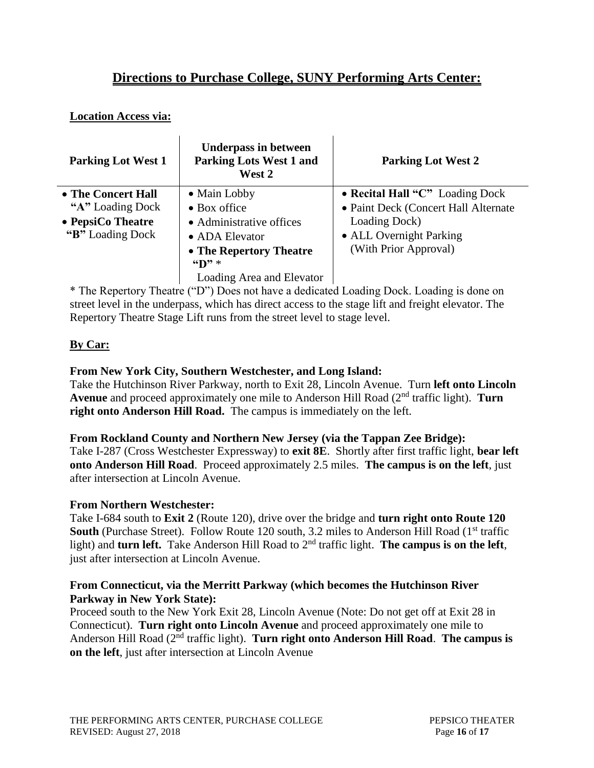# Directions to Purchase College, SUNY Performing Arts Center:

**Location Access via:**

| Parking Lot West 1 | Underpass in between Parking Lots West 1 and West 2 | Parking Lot West 2 |
|---|---|---|
| • **The Concert Hall** "A" Loading Dock<br>• **PepsiCo Theatre** "B" Loading Dock | • Main Lobby<br>• Box office<br>• Administrative offices<br>• ADA Elevator<br>• **The Repertory Theatre "D"** *<br>Loading Area and Elevator | • **Recital Hall "C"** Loading Dock<br>• Paint Deck (Concert Hall Alternate Loading Dock)<br>• ALL Overnight Parking (With Prior Approval) |

* The Repertory Theatre ("D") Does not have a dedicated Loading Dock. Loading is done on street level in the underpass, which has direct access to the stage lift and freight elevator. The Repertory Theatre Stage Lift runs from the street level to stage level.

**By Car:**

**From New York City, Southern Westchester, and Long Island:**
Take the Hutchinson River Parkway, north to Exit 28, Lincoln Avenue. Turn **left onto Lincoln Avenue** and proceed approximately one mile to Anderson Hill Road (2nd traffic light). **Turn right onto Anderson Hill Road.** The campus is immediately on the left.

**From Rockland County and Northern New Jersey (via the Tappan Zee Bridge):**
Take I-287 (Cross Westchester Expressway) to **exit 8E**. Shortly after first traffic light, **bear left onto Anderson Hill Road**. Proceed approximately 2.5 miles. **The campus is on the left**, just after intersection at Lincoln Avenue.

**From Northern Westchester:**
Take I-684 south to **Exit 2** (Route 120), drive over the bridge and **turn right onto Route 120 South** (Purchase Street). Follow Route 120 south, 3.2 miles to Anderson Hill Road (1st traffic light) and **turn left.** Take Anderson Hill Road to 2nd traffic light. **The campus is on the left**, just after intersection at Lincoln Avenue.

**From Connecticut, via the Merritt Parkway (which becomes the Hutchinson River Parkway in New York State):**
Proceed south to the New York Exit 28, Lincoln Avenue (Note: Do not get off at Exit 28 in Connecticut). **Turn right onto Lincoln Avenue** and proceed approximately one mile to Anderson Hill Road (2nd traffic light). **Turn right onto Anderson Hill Road**. **The campus is on the left**, just after intersection at Lincoln Avenue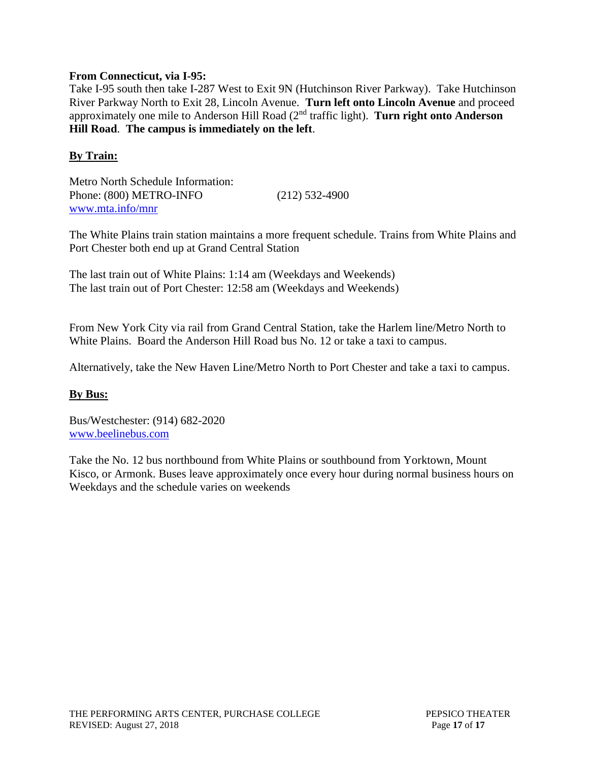**From Connecticut, via I-95:**
Take I-95 south then take I-287 West to Exit 9N (Hutchinson River Parkway). Take Hutchinson River Parkway North to Exit 28, Lincoln Avenue. **Turn left onto Lincoln Avenue** and proceed approximately one mile to Anderson Hill Road (2nd traffic light). **Turn right onto Anderson Hill Road**. **The campus is immediately on the left**.

**By Train:**

Metro North Schedule Information:
Phone: (800) METRO-INFO (212) 532-4900
www.mta.info/mnr

The White Plains train station maintains a more frequent schedule. Trains from White Plains and Port Chester both end up at Grand Central Station

The last train out of White Plains: 1:14 am (Weekdays and Weekends)
The last train out of Port Chester: 12:58 am (Weekdays and Weekends)

From New York City via rail from Grand Central Station, take the Harlem line/Metro North to White Plains. Board the Anderson Hill Road bus No. 12 or take a taxi to campus.

Alternatively, take the New Haven Line/Metro North to Port Chester and take a taxi to campus.

**By Bus:**

Bus/Westchester: (914) 682-2020
www.beelinebus.com

Take the No. 12 bus northbound from White Plains or southbound from Yorktown, Mount Kisco, or Armonk. Buses leave approximately once every hour during normal business hours on Weekdays and the schedule varies on weekends